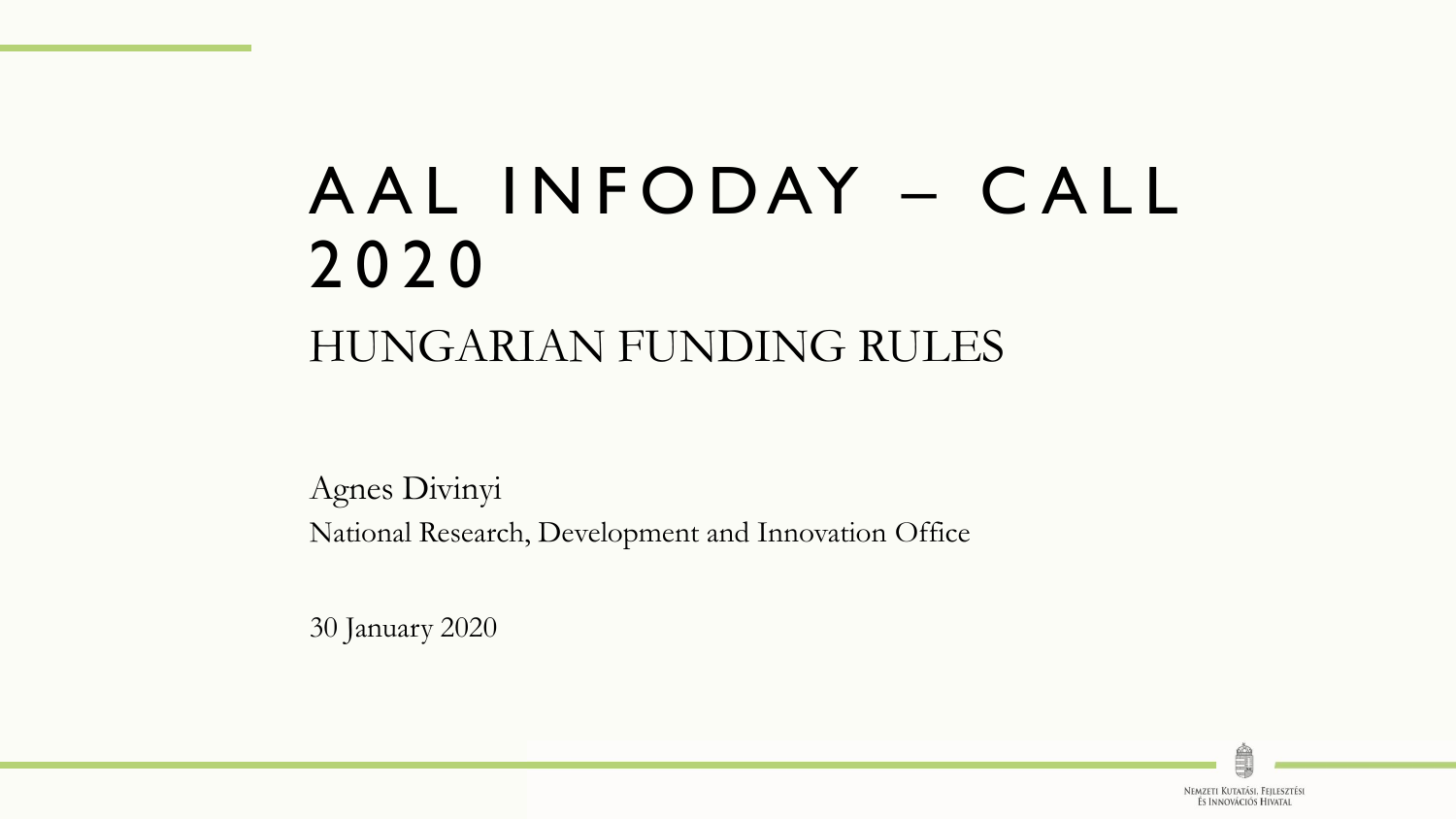# AAL INFODAY – CALL 2020

## HUNGARIAN FUNDING RULES

Agnes Divinyi

National Research, Development and Innovation Office

30 January 2020

Nemzeti Kutatási, Fejlesztési és Innovációs Hivatal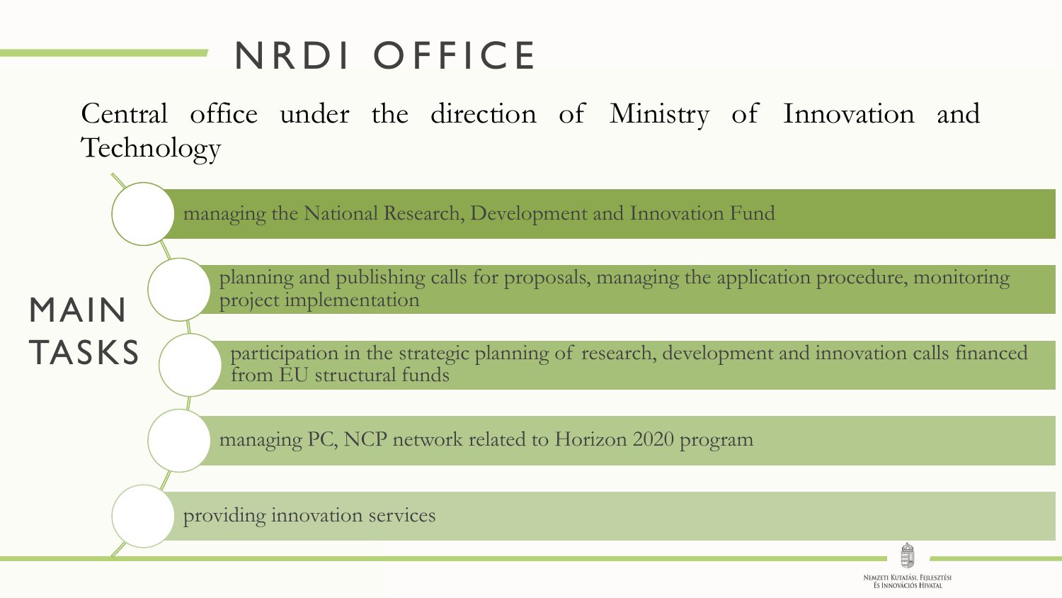# NRDI OFFICE

Central office under the direction of Ministry of Innovation and Technology

## MAIN TASKS

- managing the National Research, Development and Innovation Fund
- planning and publishing calls for proposals, managing the application procedure, monitoring project implementation
- participation in the strategic planning of research, development and innovation calls financed from EU structural funds
- managing PC, NCP network related to Horizon 2020 program
- providing innovation services

Nemzeti Kutatási, Fejlesztési és Innovációs Hivatal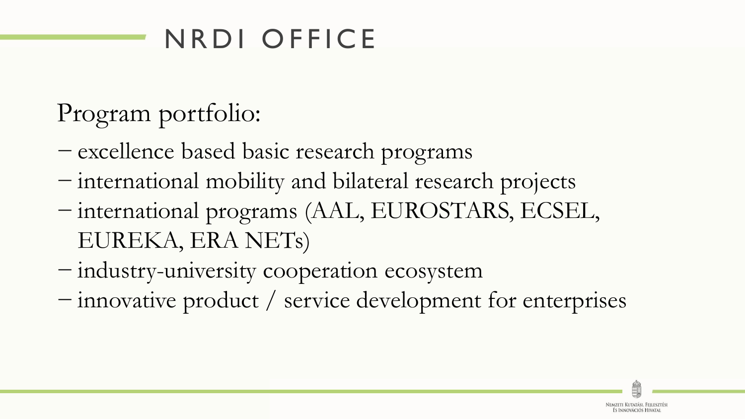# NRDI OFFICE

Program portfolio:

- excellence based basic research programs
- international mobility and bilateral research projects
- international programs (AAL, EUROSTARS, ECSEL, EUREKA, ERA NETs)
- industry-university cooperation ecosystem
- innovative product / service development for enterprises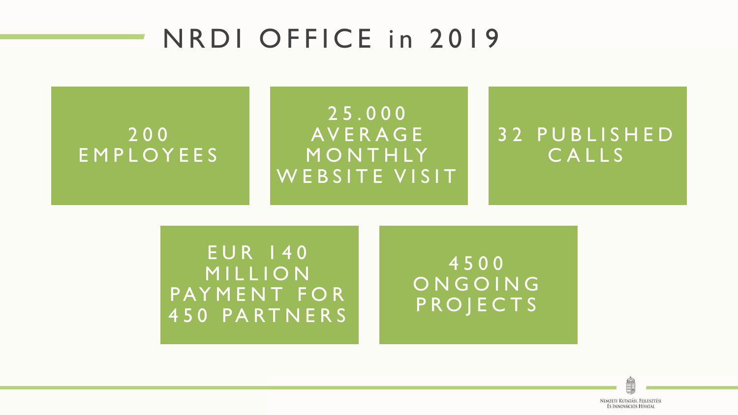# NRDI OFFICE in 2019

- 200 EMPLOYEES
- 25.000 AVERAGE MONTHLY WEBSITE VISIT
- 32 PUBLISHED CALLS
- EUR 140 MILLION PAYMENT FOR 450 PARTNERS
- 4500 ONGOING PROJECTS

Nemzeti Kutatási, Fejlesztési és Innovációs Hivatal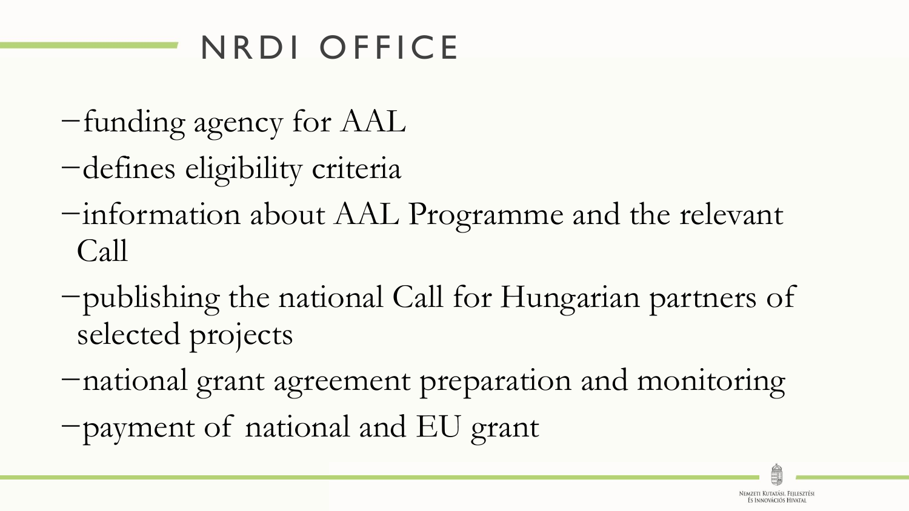# NRDI OFFICE

- funding agency for AAL
- defines eligibility criteria
- information about AAL Programme and the relevant Call
- publishing the national Call for Hungarian partners of selected projects
- national grant agreement preparation and monitoring
- payment of national and EU grant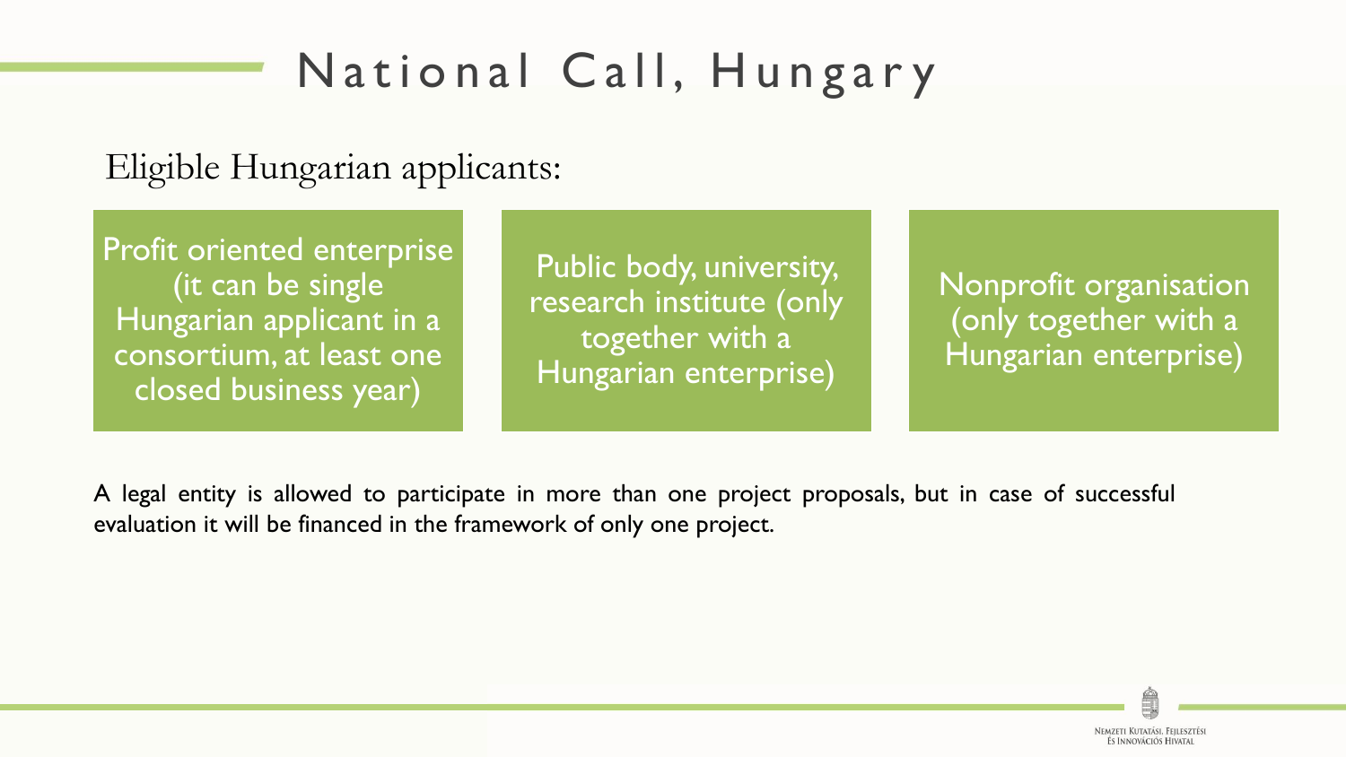# National Call, Hungary

Eligible Hungarian applicants:

- Profit oriented enterprise (it can be single Hungarian applicant in a consortium, at least one closed business year)
- Public body, university, research institute (only together with a Hungarian enterprise)
- Nonprofit organisation (only together with a Hungarian enterprise)

A legal entity is allowed to participate in more than one project proposals, but in case of successful evaluation it will be financed in the framework of only one project.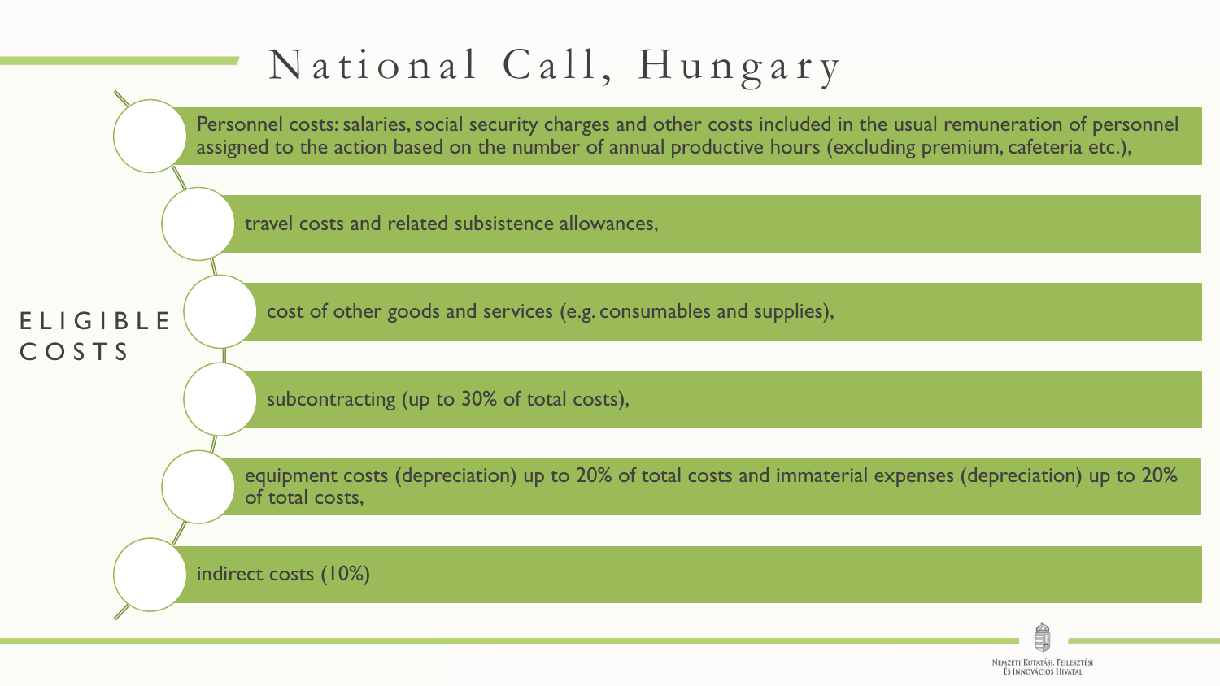# National Call, Hungary

## ELIGIBLE COSTS

- Personnel costs: salaries, social security charges and other costs included in the usual remuneration of personnel assigned to the action based on the number of annual productive hours (excluding premium, cafeteria etc.),
- travel costs and related subsistence allowances,
- cost of other goods and services (e.g. consumables and supplies),
- subcontracting (up to 30% of total costs),
- equipment costs (depreciation) up to 20% of total costs and immaterial expenses (depreciation) up to 20% of total costs,
- indirect costs (10%)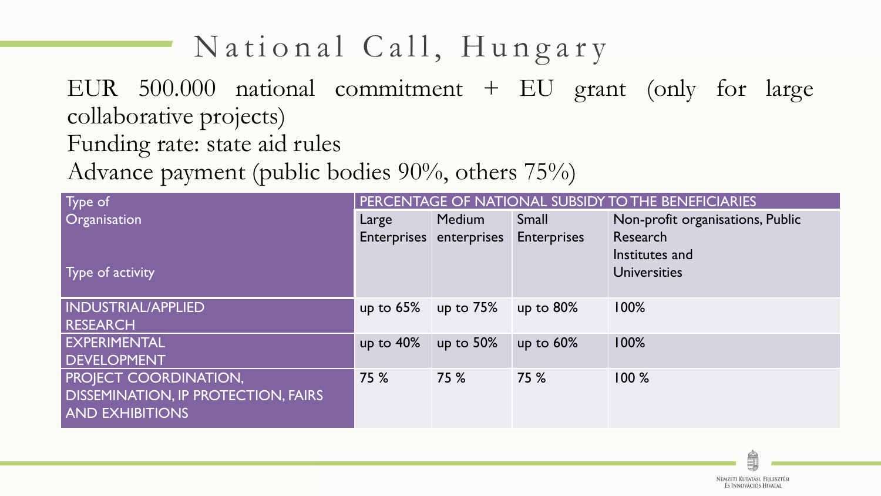# National Call, Hungary

EUR 500.000 national commitment + EU grant (only for large collaborative projects)

Funding rate: state aid rules

Advance payment (public bodies 90%, others 75%)

| Type of Organisation / Type of activity | PERCENTAGE OF NATIONAL SUBSIDY TO THE BENEFICIARIES | | | |
|---|---|---|---|---|
| | Large Enterprises | Medium enterprises | Small Enterprises | Non-profit organisations, Public Research Institutes and Universities |
| INDUSTRIAL/APPLIED RESEARCH | up to 65% | up to 75% | up to 80% | 100% |
| EXPERIMENTAL DEVELOPMENT | up to 40% | up to 50% | up to 60% | 100% |
| PROJECT COORDINATION, DISSEMINATION, IP PROTECTION, FAIRS AND EXHIBITIONS | 75 % | 75 % | 75 % | 100 % |

Nemzeti Kutatási, Fejlesztési és Innovációs Hivatal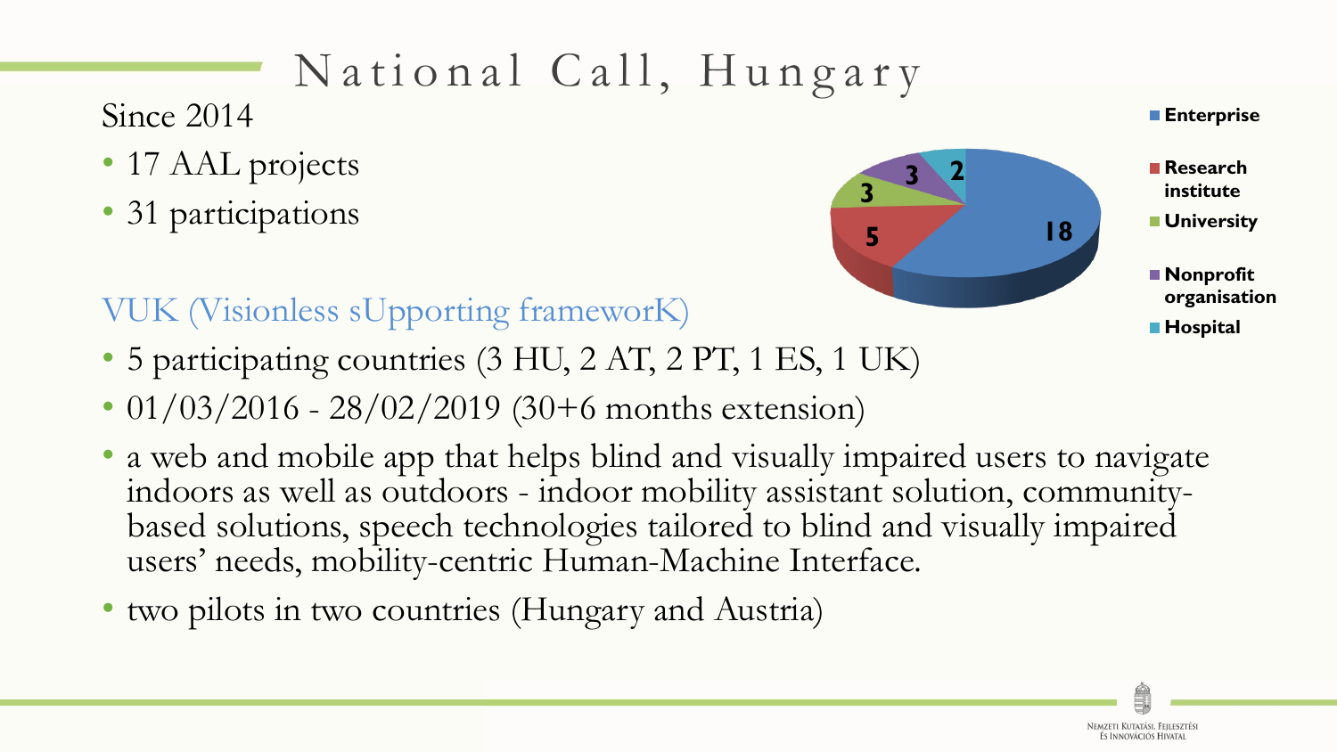# National Call, Hungary

Since 2014

- 17 AAL projects
- 31 participations

| Participant type | Count |
|---|---|
| Enterprise | 18 |
| Research institute | 5 |
| University | 3 |
| Nonprofit organisation | 3 |
| Hospital | 2 |

## VUK (Visionless sUpporting frameworK)

- 5 participating countries (3 HU, 2 AT, 2 PT, 1 ES, 1 UK)
- 01/03/2016 - 28/02/2019 (30+6 months extension)
- a web and mobile app that helps blind and visually impaired users to navigate indoors as well as outdoors - indoor mobility assistant solution, community-based solutions, speech technologies tailored to blind and visually impaired users' needs, mobility-centric Human-Machine Interface.
- two pilots in two countries (Hungary and Austria)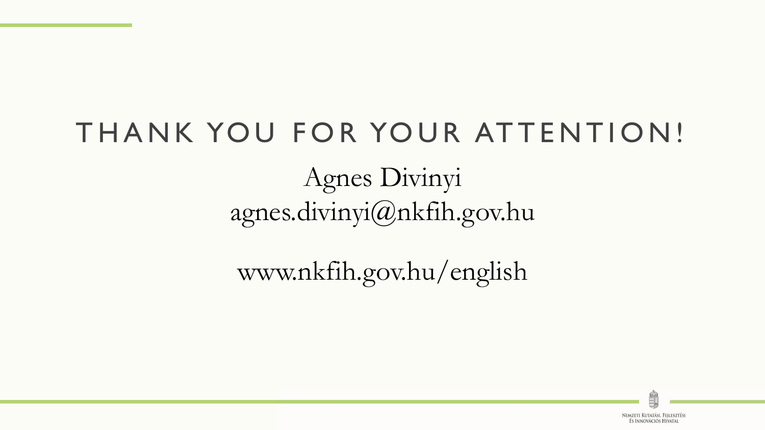# THANK YOU FOR YOUR ATTENTION!

Agnes Divinyi

agnes.divinyi@nkfih.gov.hu

www.nkfih.gov.hu/english

Nemzeti Kutatási, Fejlesztési és Innovációs Hivatal